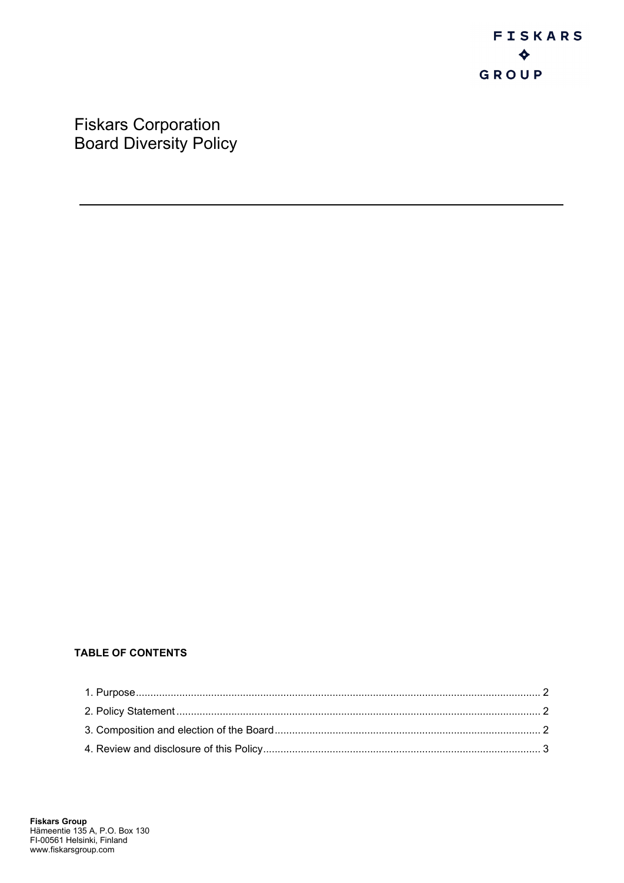# Fiskars Corporation
# Board Diversity Policy

---

**TABLE OF CONTENTS**

1. Purpose .......... 2
2. Policy Statement .......... 2
3. Composition and election of the Board .......... 2
4. Review and disclosure of this Policy .......... 3

**Fiskars Group**
Hämeentie 135 A, P.O. Box 130
FI-00561 Helsinki, Finland
www.fiskarsgroup.com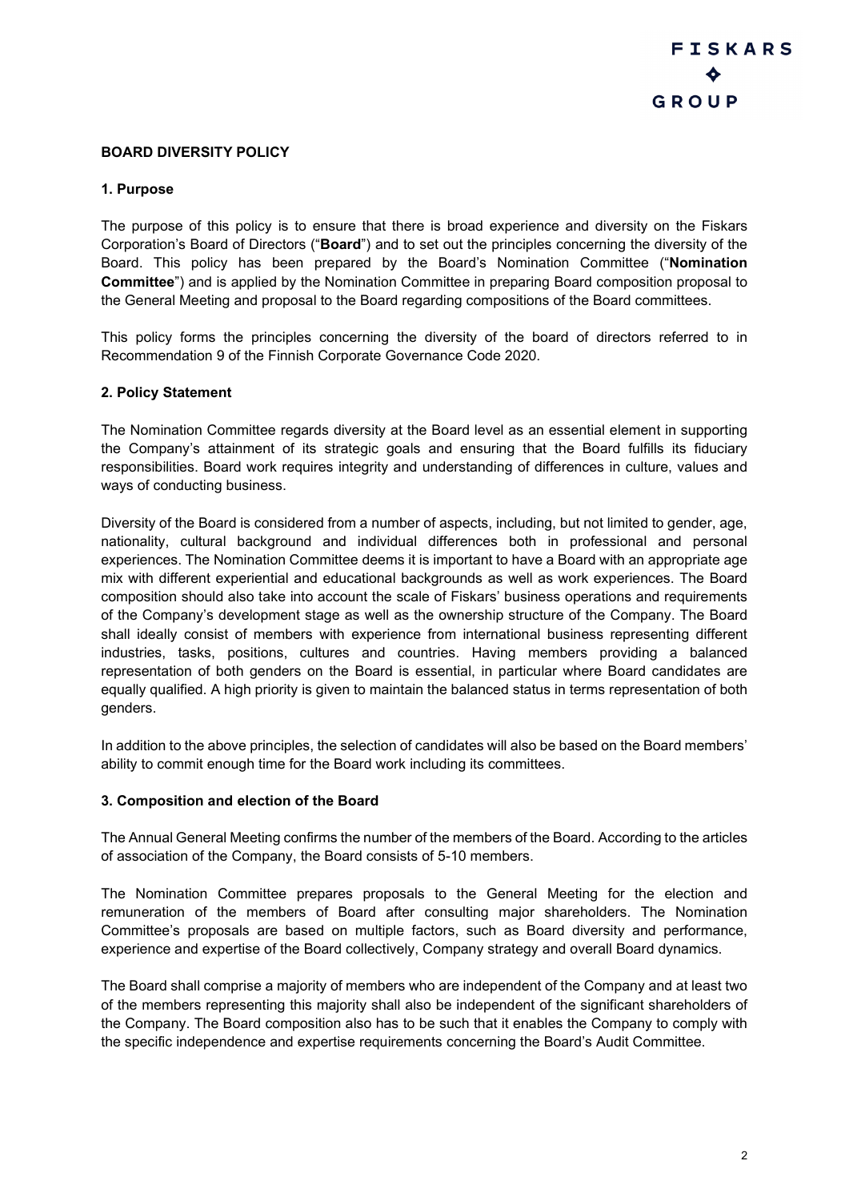**BOARD DIVERSITY POLICY**

**1. Purpose**

The purpose of this policy is to ensure that there is broad experience and diversity on the Fiskars Corporation's Board of Directors ("**Board**") and to set out the principles concerning the diversity of the Board. This policy has been prepared by the Board's Nomination Committee ("**Nomination Committee**") and is applied by the Nomination Committee in preparing Board composition proposal to the General Meeting and proposal to the Board regarding compositions of the Board committees.

This policy forms the principles concerning the diversity of the board of directors referred to in Recommendation 9 of the Finnish Corporate Governance Code 2020.

**2. Policy Statement**

The Nomination Committee regards diversity at the Board level as an essential element in supporting the Company's attainment of its strategic goals and ensuring that the Board fulfills its fiduciary responsibilities. Board work requires integrity and understanding of differences in culture, values and ways of conducting business.

Diversity of the Board is considered from a number of aspects, including, but not limited to gender, age, nationality, cultural background and individual differences both in professional and personal experiences. The Nomination Committee deems it is important to have a Board with an appropriate age mix with different experiential and educational backgrounds as well as work experiences. The Board composition should also take into account the scale of Fiskars' business operations and requirements of the Company's development stage as well as the ownership structure of the Company. The Board shall ideally consist of members with experience from international business representing different industries, tasks, positions, cultures and countries. Having members providing a balanced representation of both genders on the Board is essential, in particular where Board candidates are equally qualified. A high priority is given to maintain the balanced status in terms representation of both genders.

In addition to the above principles, the selection of candidates will also be based on the Board members' ability to commit enough time for the Board work including its committees.

**3. Composition and election of the Board**

The Annual General Meeting confirms the number of the members of the Board. According to the articles of association of the Company, the Board consists of 5-10 members.

The Nomination Committee prepares proposals to the General Meeting for the election and remuneration of the members of Board after consulting major shareholders. The Nomination Committee's proposals are based on multiple factors, such as Board diversity and performance, experience and expertise of the Board collectively, Company strategy and overall Board dynamics.

The Board shall comprise a majority of members who are independent of the Company and at least two of the members representing this majority shall also be independent of the significant shareholders of the Company. The Board composition also has to be such that it enables the Company to comply with the specific independence and expertise requirements concerning the Board's Audit Committee.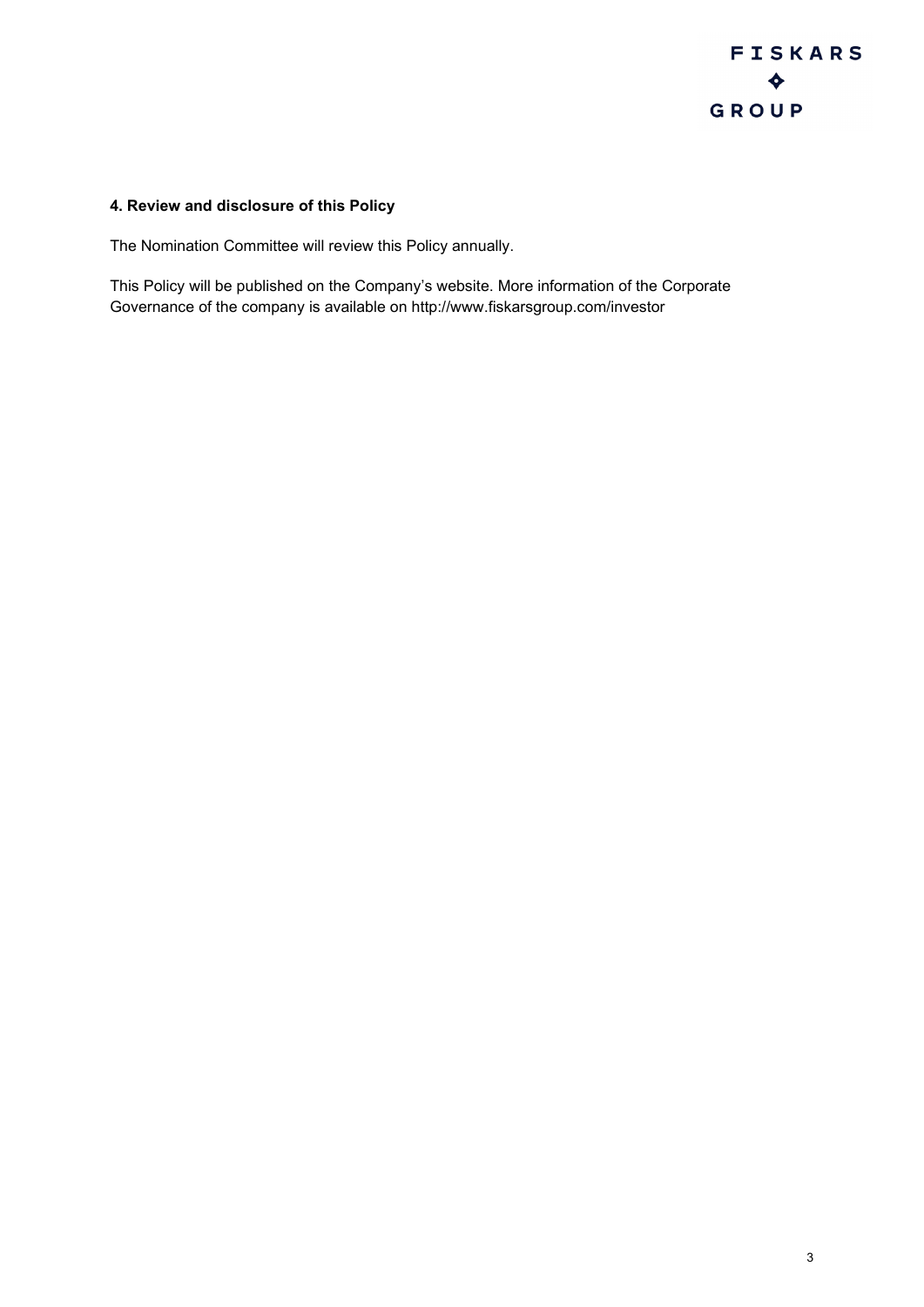#### 4. Review and disclosure of this Policy

The Nomination Committee will review this Policy annually.

This Policy will be published on the Company's website. More information of the Corporate Governance of the company is available on http://www.fiskarsgroup.com/investor